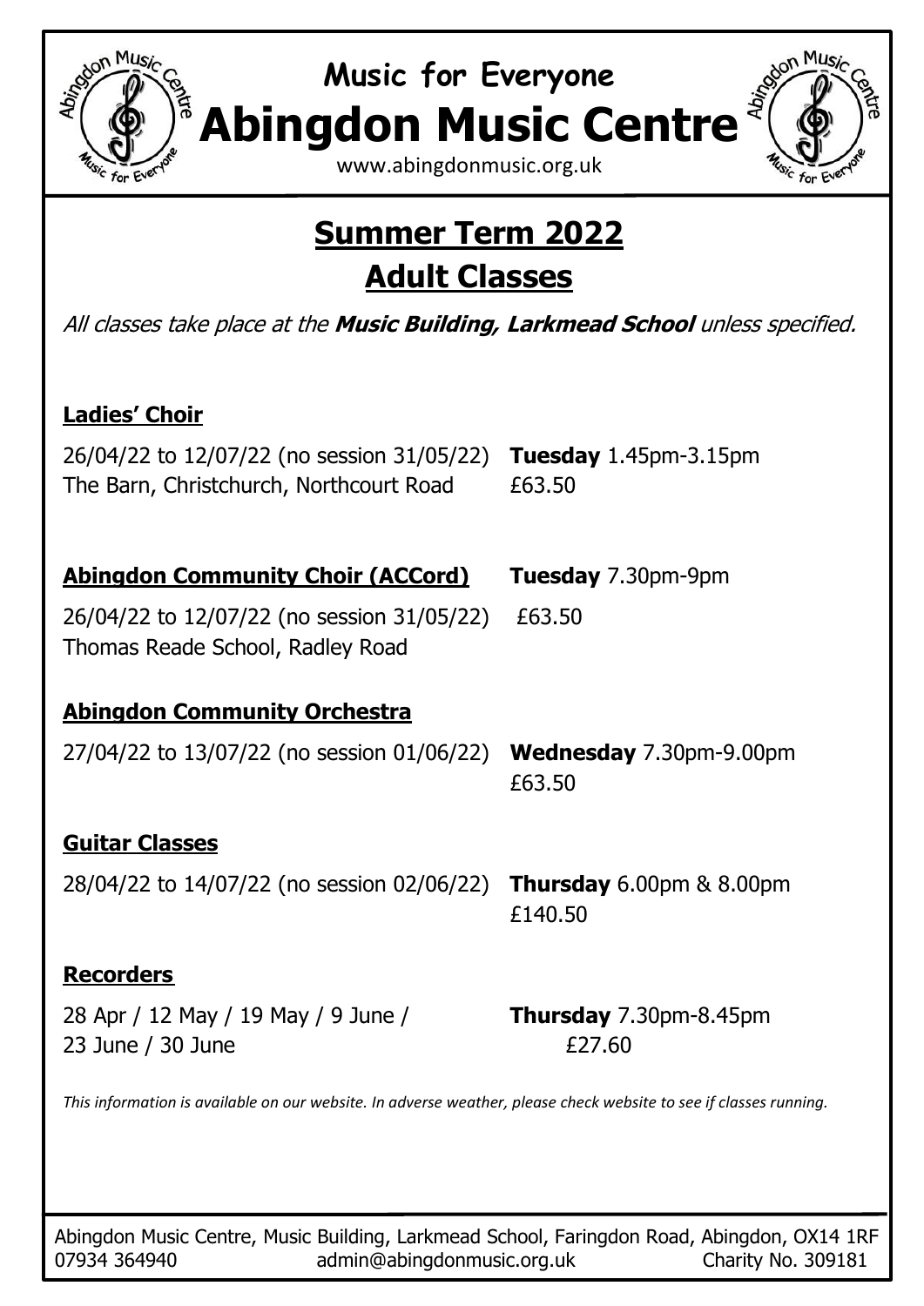# Music for Everyone

# Abingdon Music Centre

www.abingdonmusic.org.uk

## Summer Term 2022

## Adult Classes

*All classes take place at the **Music Building, Larkmead School** unless specified.*

### Ladies' Choir

26/04/22 to 12/07/22 (no session 31/05/22) **Tuesday** 1.45pm-3.15pm
The Barn, Christchurch, Northcourt Road £63.50

### Abingdon Community Choir (ACCord)

**Tuesday** 7.30pm-9pm

26/04/22 to 12/07/22 (no session 31/05/22) £63.50
Thomas Reade School, Radley Road

### Abingdon Community Orchestra

27/04/22 to 13/07/22 (no session 01/06/22) **Wednesday** 7.30pm-9.00pm
£63.50

### Guitar Classes

28/04/22 to 14/07/22 (no session 02/06/22) **Thursday** 6.00pm & 8.00pm
£140.50

### Recorders

28 Apr / 12 May / 19 May / 9 June / 23 June / 30 June **Thursday** 7.30pm-8.45pm
£27.60

*This information is available on our website. In adverse weather, please check website to see if classes running.*

Abingdon Music Centre, Music Building, Larkmead School, Faringdon Road, Abingdon, OX14 1RF
07934 364940 admin@abingdonmusic.org.uk Charity No. 309181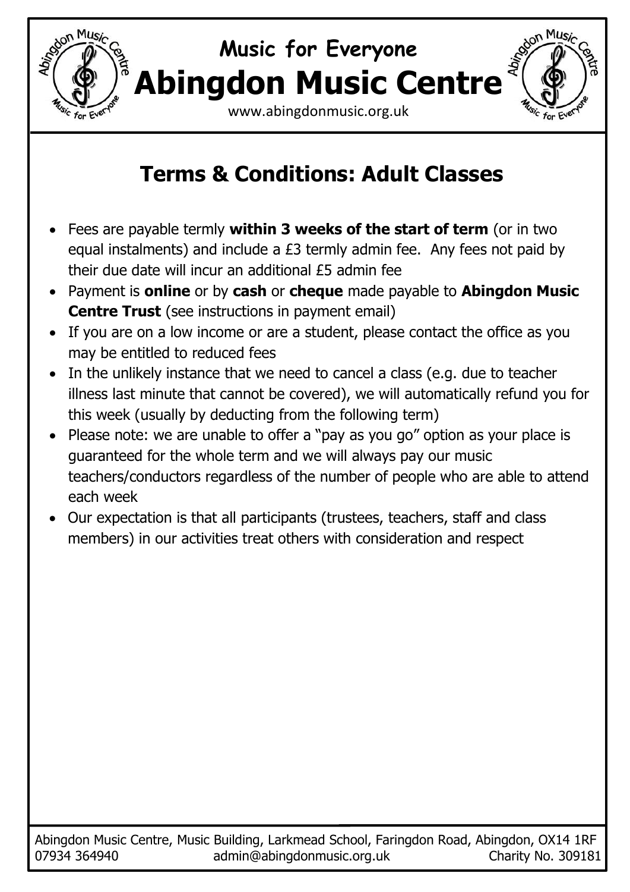Music for Everyone

# Abingdon Music Centre

www.abingdonmusic.org.uk

## Terms & Conditions: Adult Classes

- Fees are payable termly **within 3 weeks of the start of term** (or in two equal instalments) and include a £3 termly admin fee. Any fees not paid by their due date will incur an additional £5 admin fee
- Payment is **online** or by **cash** or **cheque** made payable to **Abingdon Music Centre Trust** (see instructions in payment email)
- If you are on a low income or are a student, please contact the office as you may be entitled to reduced fees
- In the unlikely instance that we need to cancel a class (e.g. due to teacher illness last minute that cannot be covered), we will automatically refund you for this week (usually by deducting from the following term)
- Please note: we are unable to offer a "pay as you go" option as your place is guaranteed for the whole term and we will always pay our music teachers/conductors regardless of the number of people who are able to attend each week
- Our expectation is that all participants (trustees, teachers, staff and class members) in our activities treat others with consideration and respect

Abingdon Music Centre, Music Building, Larkmead School, Faringdon Road, Abingdon, OX14 1RF
07934 364940 admin@abingdonmusic.org.uk Charity No. 309181